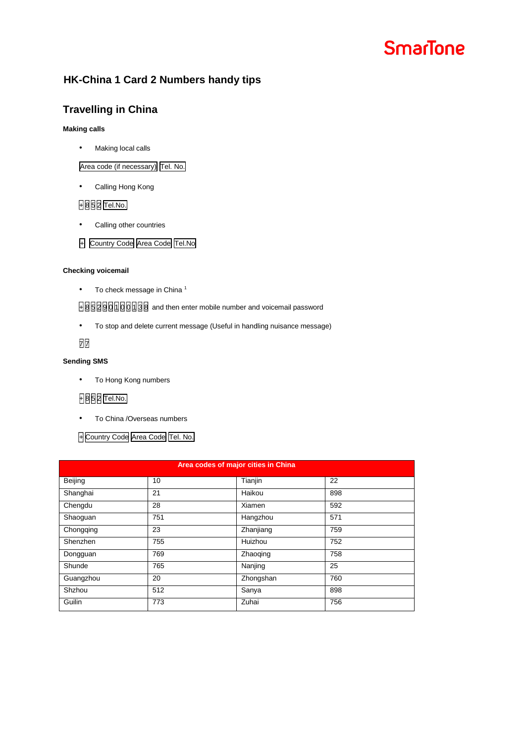# HK-China 1 Card 2 Numbers handy tips

## Travelling in China

### Making calls

- Making local calls

Area code (if necessary) Tel. No.

- Calling Hong Kong

+852 Tel.No.

- Calling other countries

+ Country Code Area Code Tel.No

### Checking voicemail

- To check message in China [1]

+85290100138 and then enter mobile number and voicemail password

- To stop and delete current message (Useful in handling nuisance message)

77

### Sending SMS

- To Hong Kong numbers

+852 Tel.No.

- To China /Overseas numbers

+ Country Code Area Code Tel. No.

| Area codes of major cities in China | | | |
|---|---|---|---|
| Beijing | 10 | Tianjin | 22 |
| Shanghai | 21 | Haikou | 898 |
| Chengdu | 28 | Xiamen | 592 |
| Shaoguan | 751 | Hangzhou | 571 |
| Chongqing | 23 | Zhanjiang | 759 |
| Shenzhen | 755 | Huizhou | 752 |
| Dongguan | 769 | Zhaoqing | 758 |
| Shunde | 765 | Nanjing | 25 |
| Guangzhou | 20 | Zhongshan | 760 |
| Shzhou | 512 | Sanya | 898 |
| Guilin | 773 | Zuhai | 756 |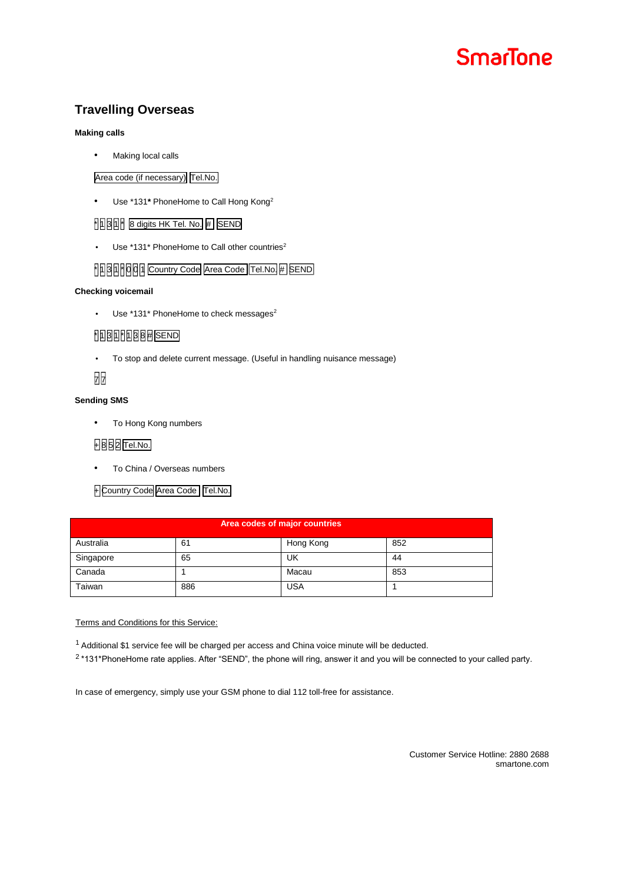# Travelling Overseas

**Making calls**

- Making local calls

Area code (if necessary) Tel.No.

- Use *131* PhoneHome to Call Hong Kong[2]

* 1 3 1 * 8 digits HK Tel. No. # SEND

- Use *131* PhoneHome to Call other countries[2]

* 1 3 1 * 0 0 1 Country Code Area Code Tel.No. # SEND

**Checking voicemail**

- Use *131* PhoneHome to check messages[2]

* 1 3 1 * 1 3 8 # SEND

- To stop and delete current message. (Useful in handling nuisance message)

7 7

**Sending SMS**

- To Hong Kong numbers

+ 8 5 2 Tel.No.

- To China / Overseas numbers

+ Country Code Area Code Tel.No.

| Area codes of major countries | | | |
|---|---|---|---|
| Australia | 61 | Hong Kong | 852 |
| Singapore | 65 | UK | 44 |
| Canada | 1 | Macau | 853 |
| Taiwan | 886 | USA | 1 |

Terms and Conditions for this Service:

[1] Additional $1 service fee will be charged per access and China voice minute will be deducted.

[2] *131*PhoneHome rate applies. After "SEND", the phone will ring, answer it and you will be connected to your called party.

In case of emergency, simply use your GSM phone to dial 112 toll-free for assistance.

Customer Service Hotline: 2880 2688
smartone.com